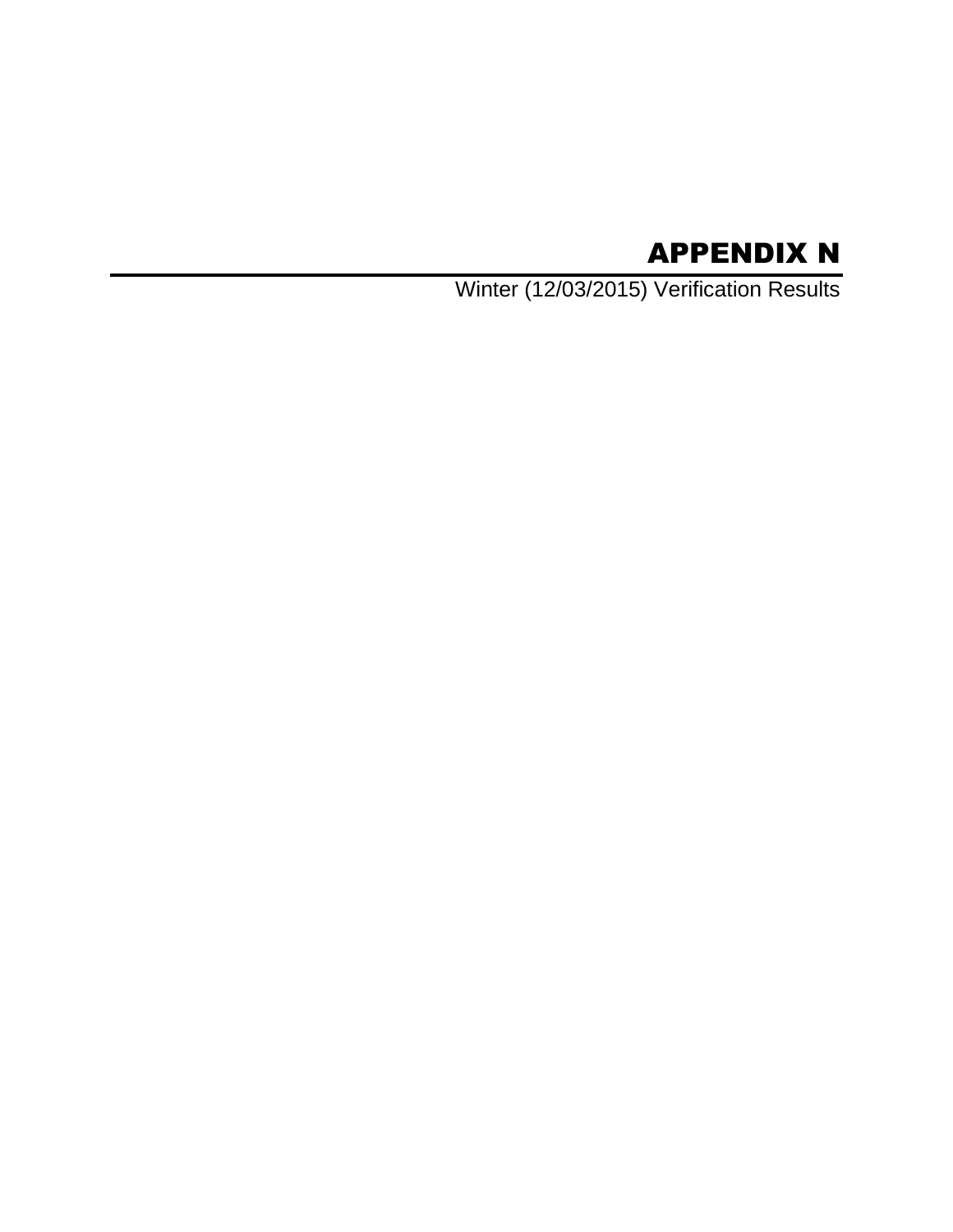# APPENDIX N

Winter (12/03/2015) Verification Results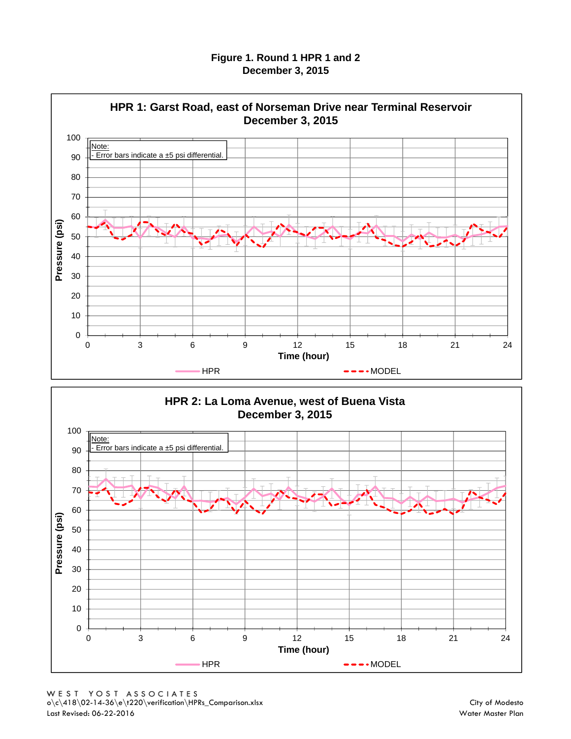# Figure 1. Round 1 HPR 1 and 2
## December 3, 2015

### HPR 1: Garst Road, east of Norseman Drive near Terminal Reservoir
### December 3, 2015

Note:
- Error bars indicate a ±5 psi differential.

Pressure (psi)

Time (hour)

HPR MODEL

### HPR 2: La Loma Avenue, west of Buena Vista
### December 3, 2015

Note:
- Error bars indicate a ±5 psi differential.

Pressure (psi)

Time (hour)

HPR MODEL

WEST YOST ASSOCIATES
o\c\418\02-14-36\e\t220\verification\HPRs_Comparison.xlsx
Last Revised: 06-22-2016

City of Modesto
Water Master Plan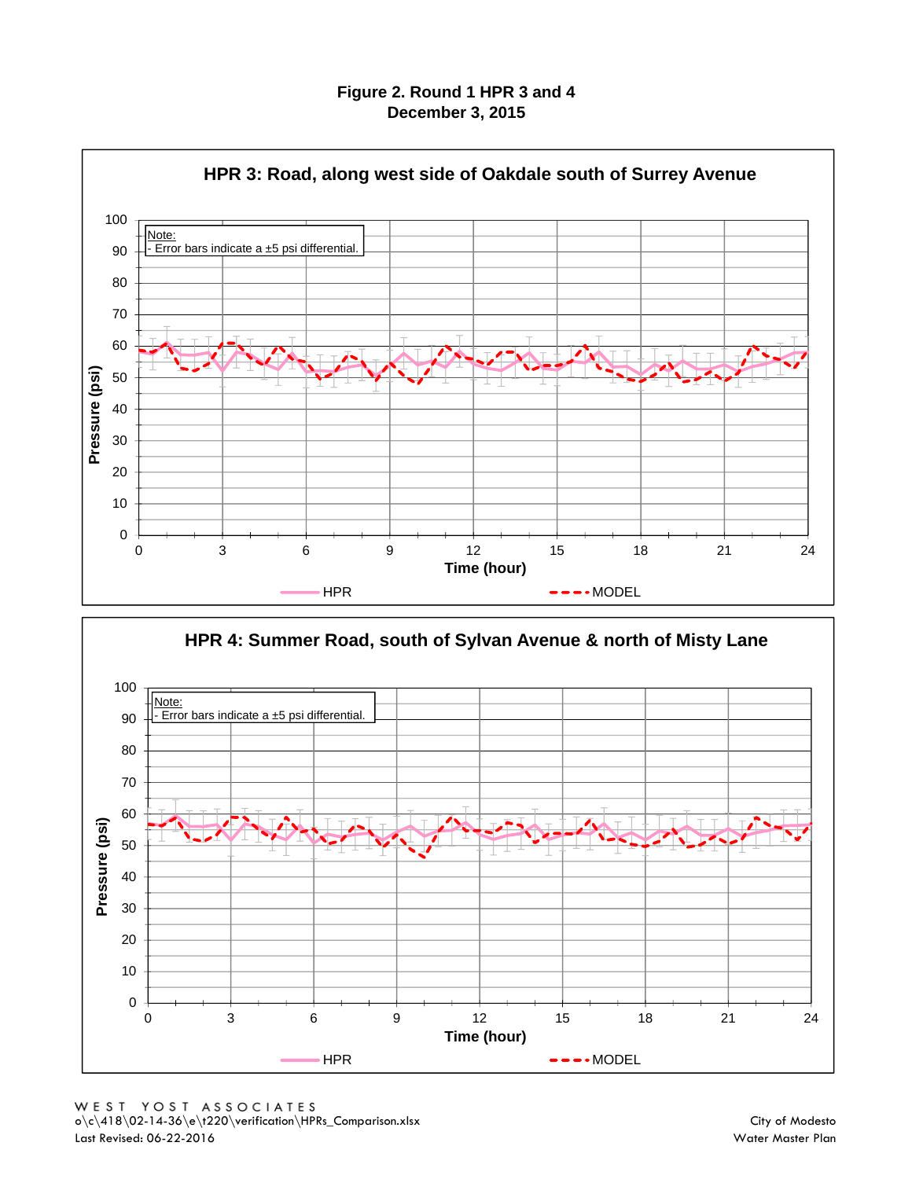**Figure 2. Round 1 HPR 3 and 4**
**December 3, 2015**

### HPR 3: Road, along west side of Oakdale south of Surrey Avenue

Note:
- Error bars indicate a ±5 psi differential.

Pressure (psi)

Time (hour)

HPR    MODEL

### HPR 4: Summer Road, south of Sylvan Avenue & north of Misty Lane

Note:
- Error bars indicate a ±5 psi differential.

Pressure (psi)

Time (hour)

HPR    MODEL

WEST YOST ASSOCIATES
o\c\418\02-14-36\e\t220\verification\HPRs_Comparison.xlsx
Last Revised: 06-22-2016

City of Modesto
Water Master Plan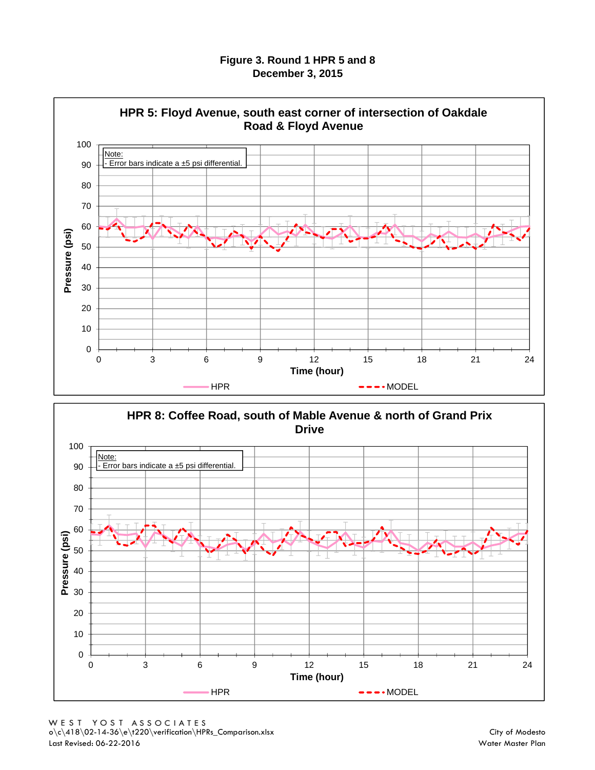**Figure 3. Round 1 HPR 5 and 8**
**December 3, 2015**

**HPR 5: Floyd Avenue, south east corner of intersection of Oakdale Road & Floyd Avenue**

Note:
- Error bars indicate a ±5 psi differential.

Pressure (psi)

Time (hour)

HPR

MODEL

**HPR 8: Coffee Road, south of Mable Avenue & north of Grand Prix Drive**

Note:
- Error bars indicate a ±5 psi differential.

Pressure (psi)

Time (hour)

HPR

MODEL

WEST YOST ASSOCIATES
o\c\418\02-14-36\e\t220\verification\HPRs_Comparison.xlsx
Last Revised: 06-22-2016

City of Modesto
Water Master Plan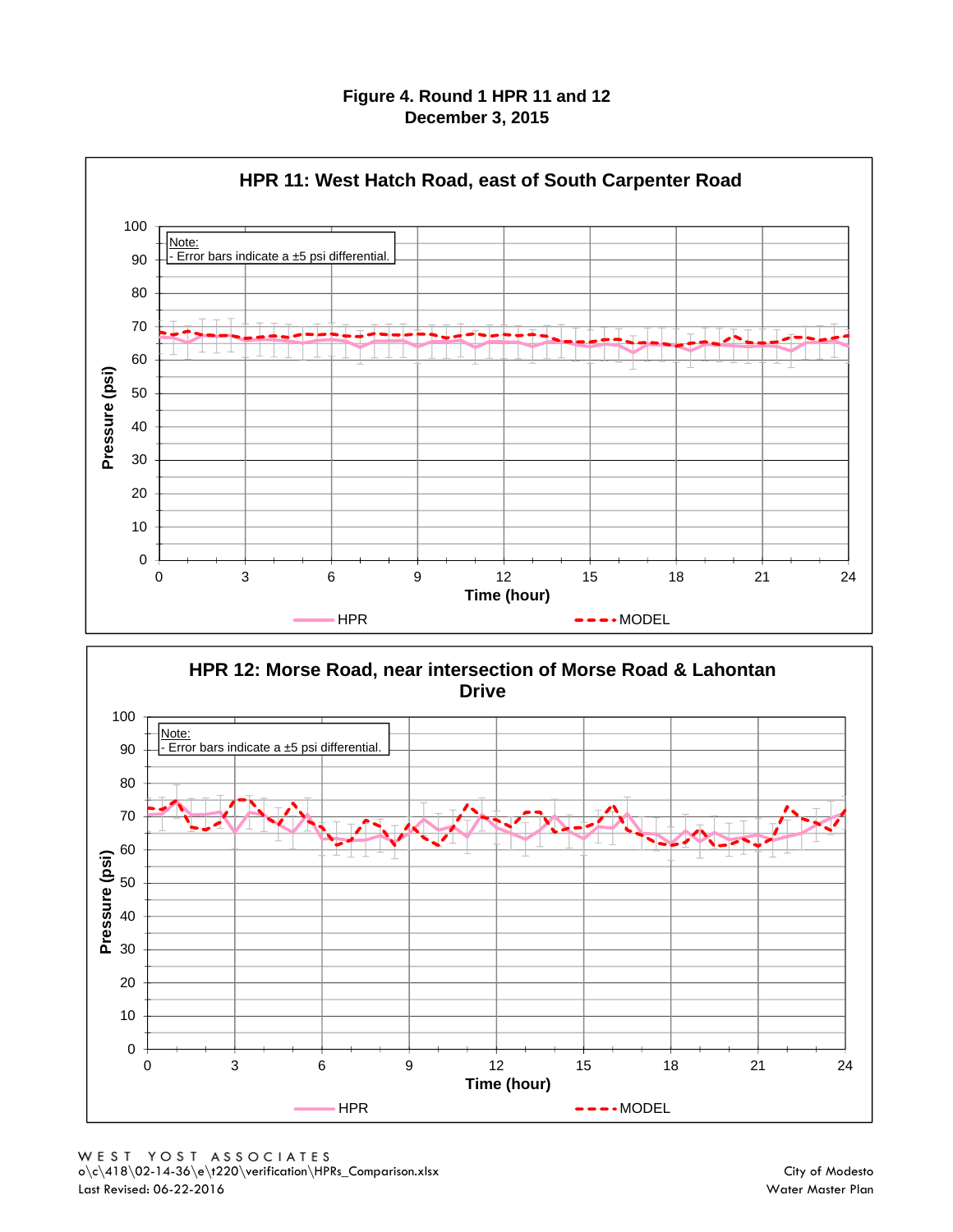**Figure 4. Round 1 HPR 11 and 12**
**December 3, 2015**

**HPR 11: West Hatch Road, east of South Carpenter Road**

Note:
- Error bars indicate a ±5 psi differential.

Pressure (psi)

Time (hour)

HPR — MODEL

**HPR 12: Morse Road, near intersection of Morse Road & Lahontan Drive**

Note:
- Error bars indicate a ±5 psi differential.

Pressure (psi)

Time (hour)

HPR — MODEL

WEST YOST ASSOCIATES
o\c\418\02-14-36\e\t220\verification\HPRs_Comparison.xlsx
Last Revised: 06-22-2016

City of Modesto
Water Master Plan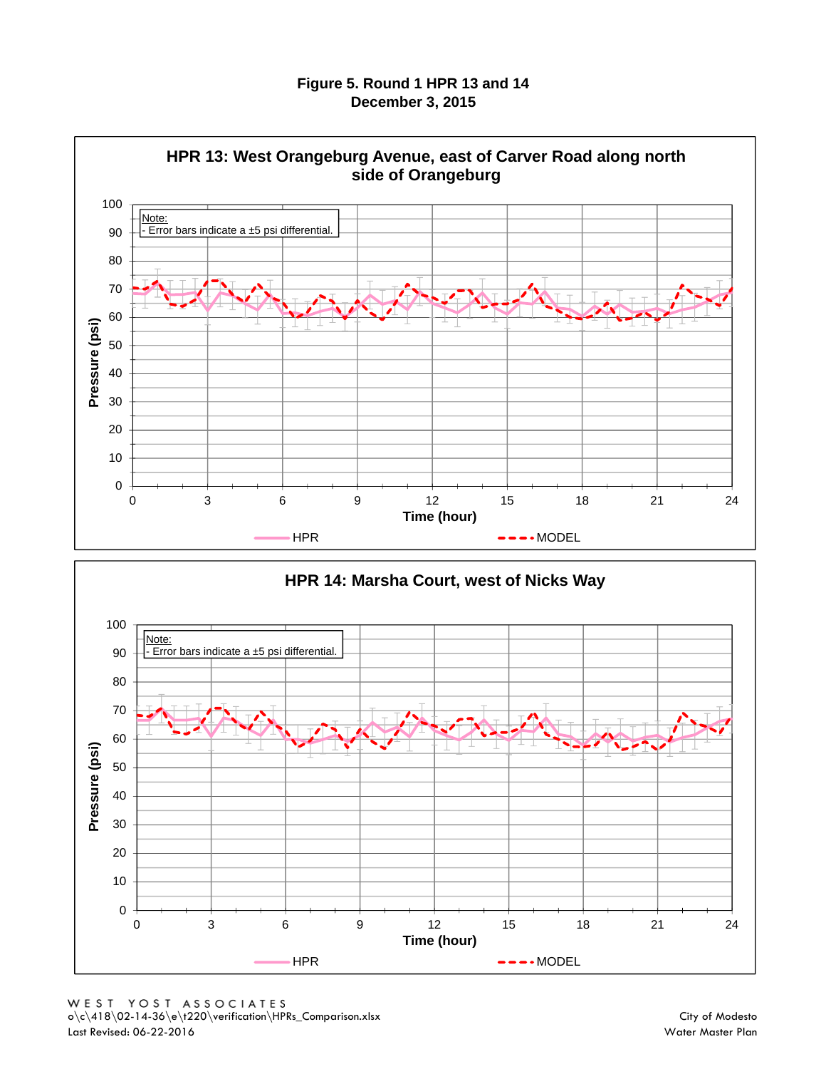**Figure 5. Round 1 HPR 13 and 14**
**December 3, 2015**

**HPR 13: West Orangeburg Avenue, east of Carver Road along north side of Orangeburg**

Note:
- Error bars indicate a ±5 psi differential.

Pressure (psi)

Time (hour)

HPR

MODEL

**HPR 14: Marsha Court, west of Nicks Way**

Note:
- Error bars indicate a ±5 psi differential.

Pressure (psi)

Time (hour)

HPR

MODEL

WEST YOST ASSOCIATES
o\c\418\02-14-36\e\t220\verification\HPRs_Comparison.xlsx
Last Revised: 06-22-2016

City of Modesto
Water Master Plan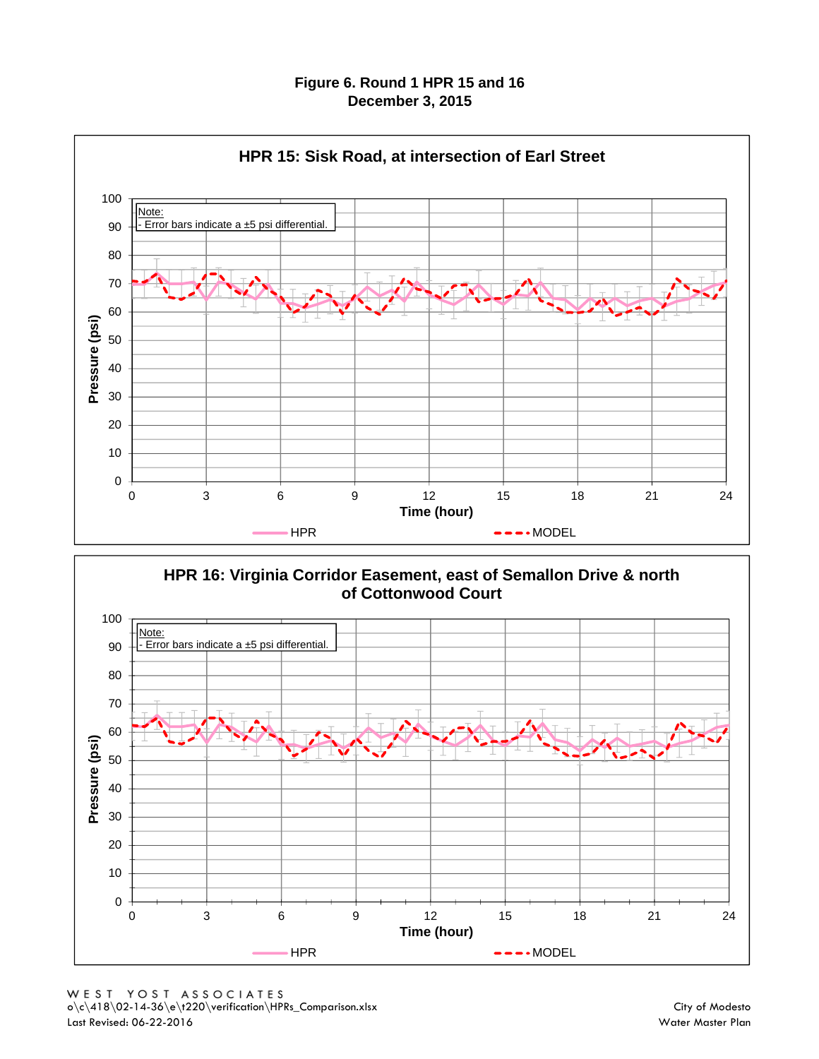**Figure 6. Round 1 HPR 15 and 16**
**December 3, 2015**

**HPR 15: Sisk Road, at intersection of Earl Street**

Note:
- Error bars indicate a ±5 psi differential.

Pressure (psi)

Time (hour)

HPR    MODEL

**HPR 16: Virginia Corridor Easement, east of Semallon Drive & north of Cottonwood Court**

Note:
- Error bars indicate a ±5 psi differential.

Pressure (psi)

Time (hour)

HPR    MODEL

WEST YOST ASSOCIATES
o\c\418\02-14-36\e\t220\verification\HPRs_Comparison.xlsx
Last Revised: 06-22-2016

City of Modesto
Water Master Plan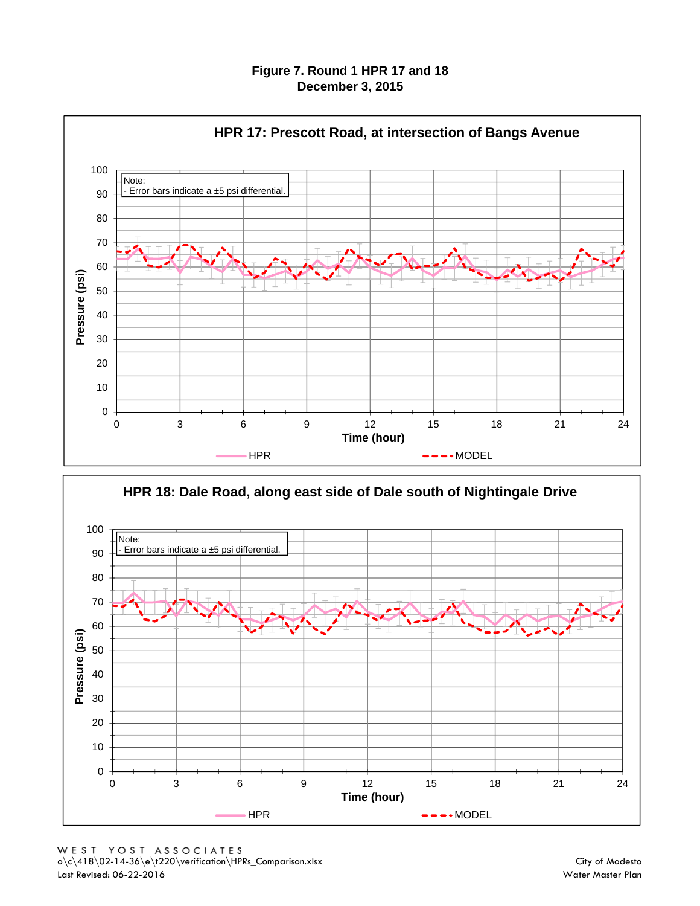**Figure 7. Round 1 HPR 17 and 18**
**December 3, 2015**

**HPR 17: Prescott Road, at intersection of Bangs Avenue**

Note:
- Error bars indicate a ±5 psi differential.

Pressure (psi)

Time (hour)

HPR — MODEL

**HPR 18: Dale Road, along east side of Dale south of Nightingale Drive**

Note:
- Error bars indicate a ±5 psi differential.

Pressure (psi)

Time (hour)

HPR — MODEL

WEST YOST ASSOCIATES
o\c\418\02-14-36\e\t220\verification\HPRs_Comparison.xlsx
Last Revised: 06-22-2016

City of Modesto
Water Master Plan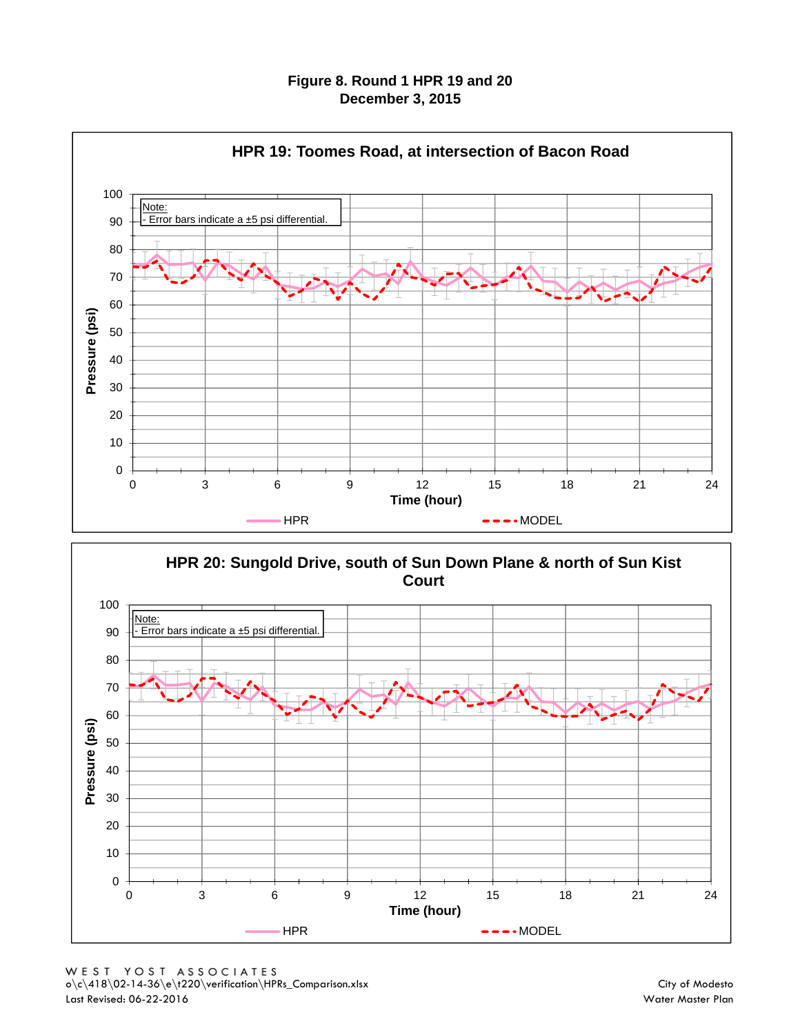**Figure 8. Round 1 HPR 19 and 20**
**December 3, 2015**

**HPR 19: Toomes Road, at intersection of Bacon Road**

Note:
- Error bars indicate a ±5 psi differential.

Pressure (psi)

Time (hour)

HPR — MODEL

**HPR 20: Sungold Drive, south of Sun Down Plane & north of Sun Kist Court**

Note:
- Error bars indicate a ±5 psi differential.

Pressure (psi)

Time (hour)

HPR — MODEL

WEST YOST ASSOCIATES
o\c\418\02-14-36\e\t220\verification\HPRs_Comparison.xlsx
Last Revised: 06-22-2016

City of Modesto
Water Master Plan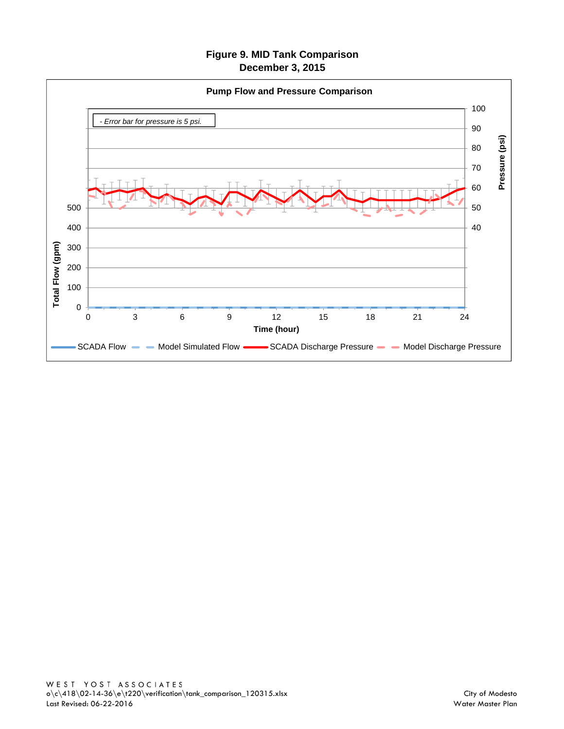# Figure 9. MID Tank Comparison
## December 3, 2015

**Pump Flow and Pressure Comparison**

*- Error bar for pressure is 5 psi.*

Total Flow (gpm): 0, 100, 200, 300, 400, 500

Pressure (psi): 40, 50, 60, 70, 80, 90, 100

Time (hour): 0, 3, 6, 9, 12, 15, 18, 21, 24

SCADA Flow — Model Simulated Flow — SCADA Discharge Pressure — Model Discharge Pressure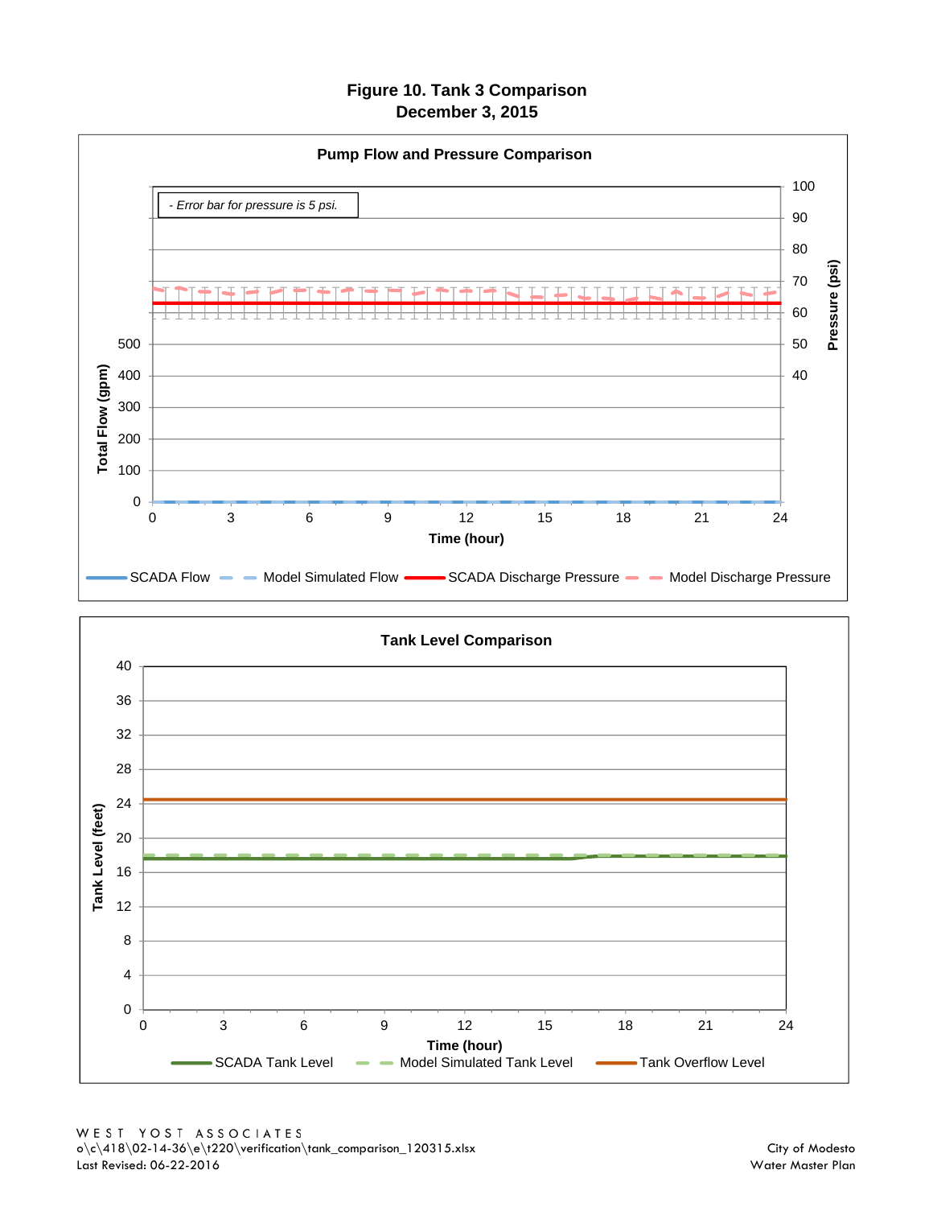# Figure 10. Tank 3 Comparison
## December 3, 2015

### Pump Flow and Pressure Comparison

- Error bar for pressure is 5 psi.

Total Flow (gpm): 0, 100, 200, 300, 400, 500

Pressure (psi): 40, 50, 60, 70, 80, 90, 100

Time (hour): 0, 3, 6, 9, 12, 15, 18, 21, 24

SCADA Flow | Model Simulated Flow | SCADA Discharge Pressure | Model Discharge Pressure

### Tank Level Comparison

Tank Level (feet): 0, 4, 8, 12, 16, 20, 24, 28, 32, 36, 40

Time (hour): 0, 3, 6, 9, 12, 15, 18, 21, 24

SCADA Tank Level | Model Simulated Tank Level | Tank Overflow Level

WEST YOST ASSOCIATES
o\c\418\02-14-36\e\t220\verification\tank_comparison_120315.xlsx
Last Revised: 06-22-2016

City of Modesto
Water Master Plan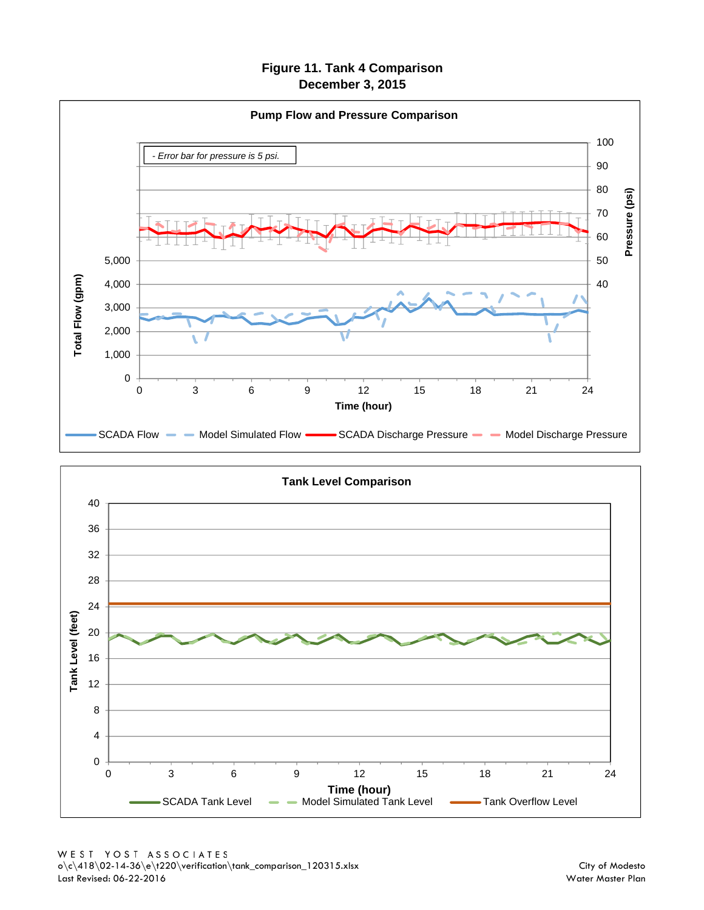# Figure 11. Tank 4 Comparison
## December 3, 2015

### Pump Flow and Pressure Comparison

- Error bar for pressure is 5 psi.

Total Flow (gpm) | Pressure (psi) | Time (hour)

SCADA Flow | Model Simulated Flow | SCADA Discharge Pressure | Model Discharge Pressure

### Tank Level Comparison

Tank Level (feet) | Time (hour)

SCADA Tank Level | Model Simulated Tank Level | Tank Overflow Level

WEST YOST ASSOCIATES
o\c\418\02-14-36\e\t220\verification\tank_comparison_120315.xlsx
Last Revised: 06-22-2016

City of Modesto
Water Master Plan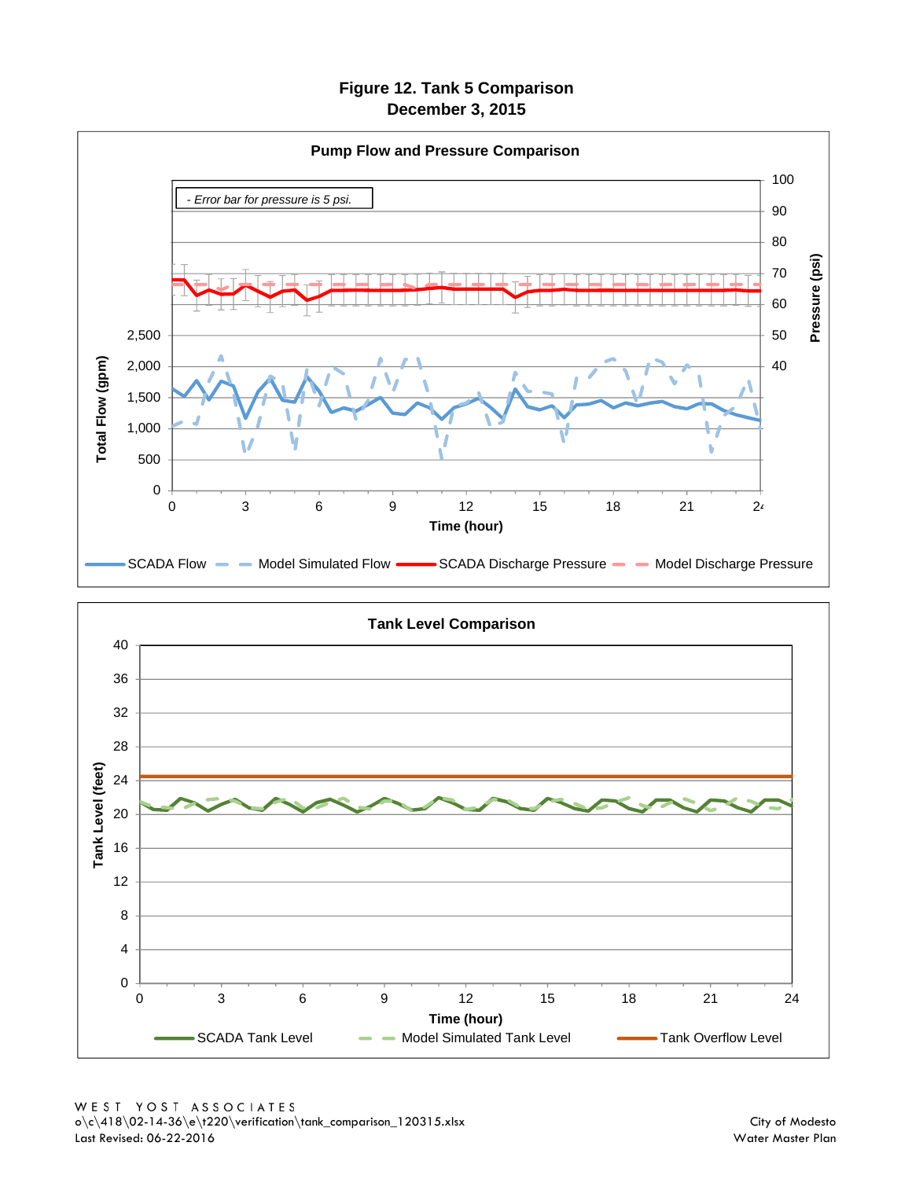# Figure 12. Tank 5 Comparison
## December 3, 2015

### Pump Flow and Pressure Comparison

- Error bar for pressure is 5 psi.

Total Flow (gpm): 0, 500, 1,000, 1,500, 2,000, 2,500

Pressure (psi): 40, 50, 60, 70, 80, 90, 100

Time (hour): 0, 3, 6, 9, 12, 15, 18, 21, 24

SCADA Flow — Model Simulated Flow — SCADA Discharge Pressure — Model Discharge Pressure

### Tank Level Comparison

Tank Level (feet): 0, 4, 8, 12, 16, 20, 24, 28, 32, 36, 40

Time (hour): 0, 3, 6, 9, 12, 15, 18, 21, 24

SCADA Tank Level — Model Simulated Tank Level — Tank Overflow Level

WEST YOST ASSOCIATES
o\c\418\02-14-36\e\t220\verification\tank_comparison_120315.xlsx
Last Revised: 06-22-2016

City of Modesto
Water Master Plan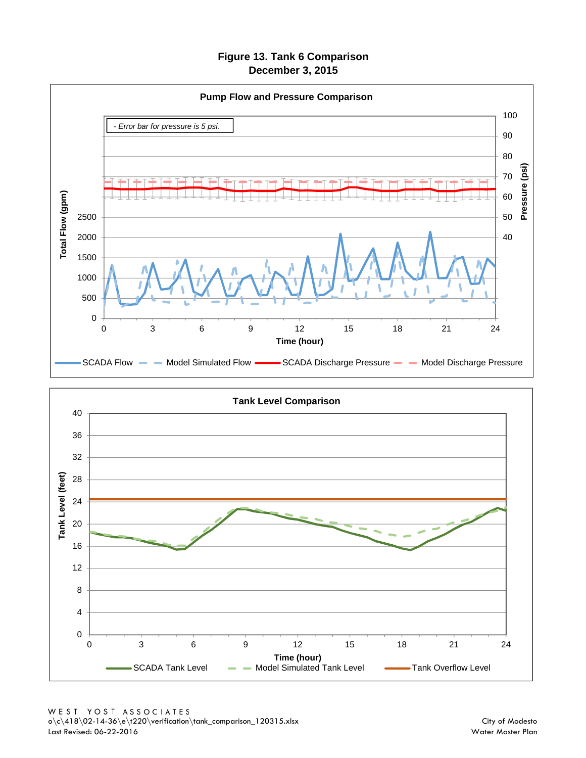# Figure 13. Tank 6 Comparison
## December 3, 2015

### Pump Flow and Pressure Comparison

- Error bar for pressure is 5 psi.

Total Flow (gpm) | Pressure (psi) | Time (hour)

SCADA Flow — Model Simulated Flow — SCADA Discharge Pressure — Model Discharge Pressure

### Tank Level Comparison

Tank Level (feet) | Time (hour)

SCADA Tank Level — Model Simulated Tank Level — Tank Overflow Level

WEST YOST ASSOCIATES
o\c\418\02-14-36\e\t220\verification\tank_comparison_120315.xlsx
Last Revised: 06-22-2016

City of Modesto
Water Master Plan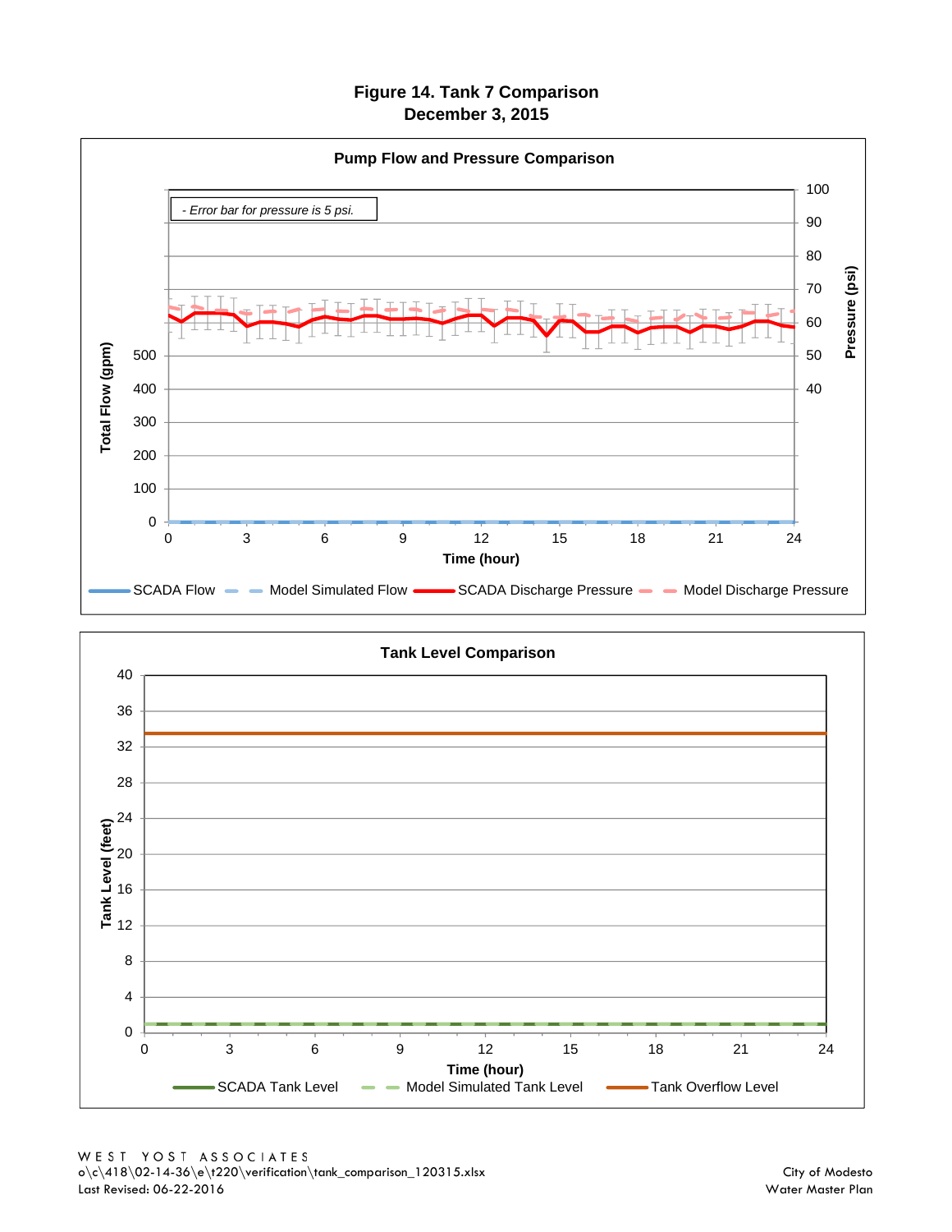# Figure 14. Tank 7 Comparison
## December 3, 2015

### Pump Flow and Pressure Comparison

- Error bar for pressure is 5 psi.

Total Flow (gpm): 0, 100, 200, 300, 400, 500

Pressure (psi): 40, 50, 60, 70, 80, 90, 100

Time (hour): 0, 3, 6, 9, 12, 15, 18, 21, 24

SCADA Flow | Model Simulated Flow | SCADA Discharge Pressure | Model Discharge Pressure

### Tank Level Comparison

Tank Level (feet): 0, 4, 8, 12, 16, 20, 24, 28, 32, 36, 40

Time (hour): 0, 3, 6, 9, 12, 15, 18, 21, 24

SCADA Tank Level | Model Simulated Tank Level | Tank Overflow Level

WEST YOST ASSOCIATES
o\c\418\02-14-36\e\t220\verification\tank_comparison_120315.xlsx
Last Revised: 06-22-2016

City of Modesto
Water Master Plan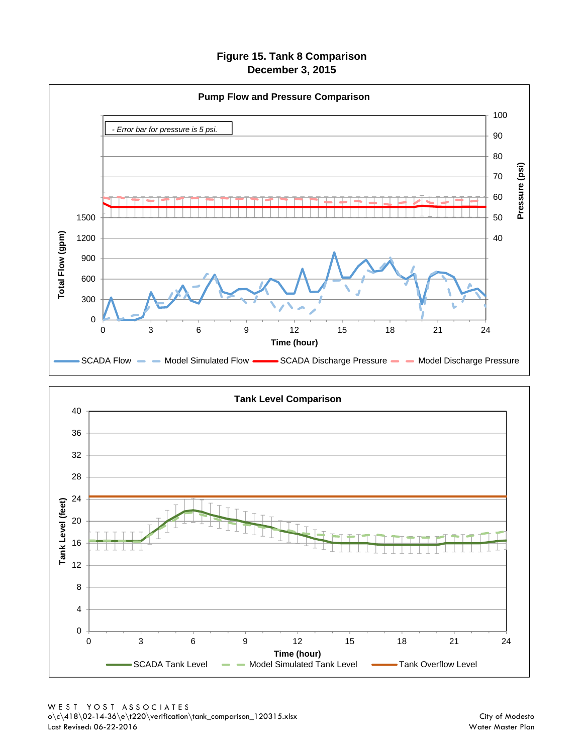# Figure 15. Tank 8 Comparison
## December 3, 2015

### Pump Flow and Pressure Comparison

*- Error bar for pressure is 5 psi.*

Total Flow (gpm): 0, 300, 600, 900, 1200, 1500

Pressure (psi): 40, 50, 60, 70, 80, 90, 100

Time (hour): 0, 3, 6, 9, 12, 15, 18, 21, 24

SCADA Flow | Model Simulated Flow | SCADA Discharge Pressure | Model Discharge Pressure

### Tank Level Comparison

Tank Level (feet): 0, 4, 8, 12, 16, 20, 24, 28, 32, 36, 40

Time (hour): 0, 3, 6, 9, 12, 15, 18, 21, 24

SCADA Tank Level | Model Simulated Tank Level | Tank Overflow Level

WEST YOST ASSOCIATES
o\c\418\02-14-36\e\t220\verification\tank_comparison_120315.xlsx
Last Revised: 06-22-2016

City of Modesto
Water Master Plan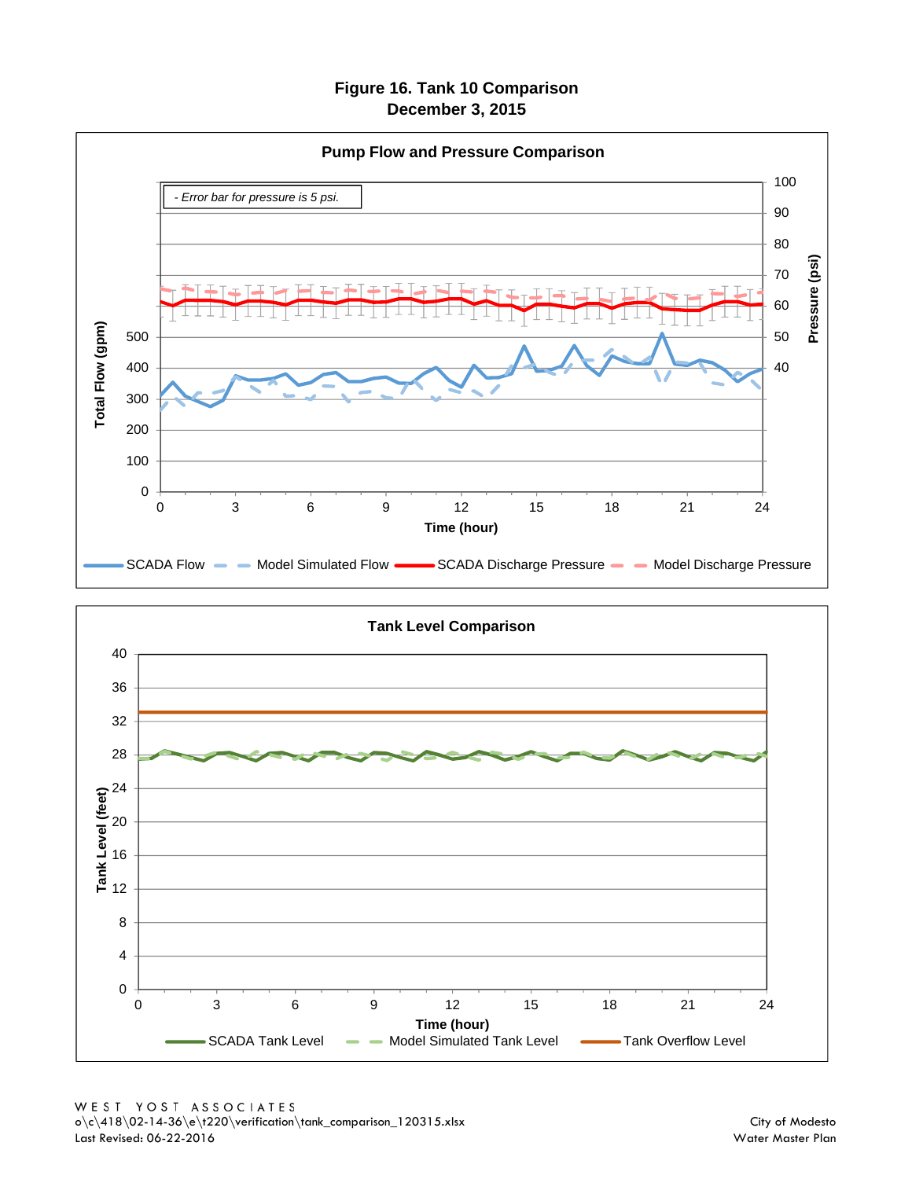# Figure 16. Tank 10 Comparison
## December 3, 2015

### Pump Flow and Pressure Comparison

- Error bar for pressure is 5 psi.

Total Flow (gpm) | Pressure (psi) | Time (hour)

SCADA Flow | Model Simulated Flow | SCADA Discharge Pressure | Model Discharge Pressure

### Tank Level Comparison

Tank Level (feet) | Time (hour)

SCADA Tank Level | Model Simulated Tank Level | Tank Overflow Level

WEST YOST ASSOCIATES
o\c\418\02-14-36\e\t220\verification\tank_comparison_120315.xlsx
Last Revised: 06-22-2016

City of Modesto
Water Master Plan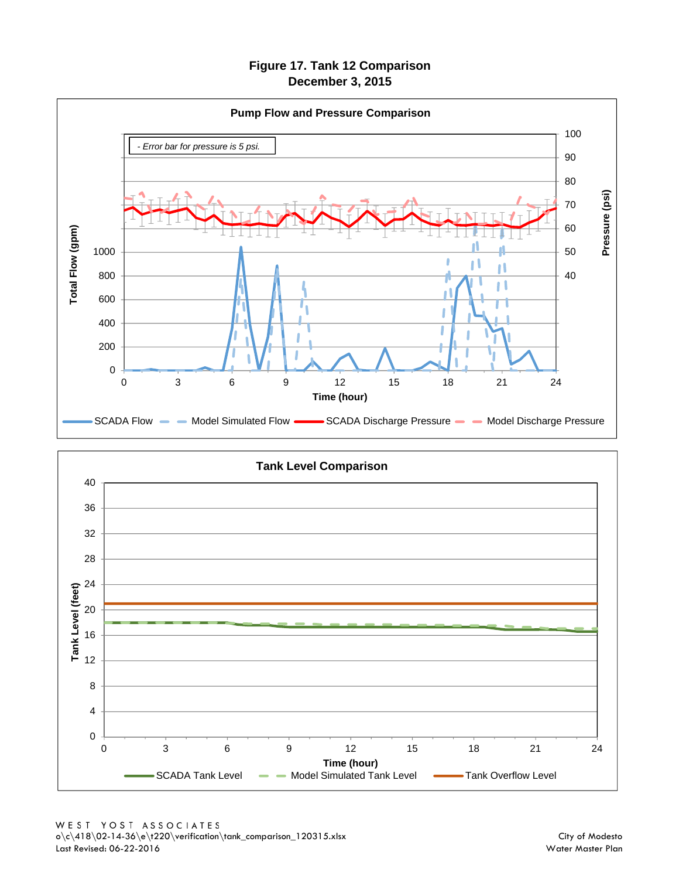# Figure 17. Tank 12 Comparison
## December 3, 2015

**Pump Flow and Pressure Comparison**

- Error bar for pressure is 5 psi.

Total Flow (gpm): 0, 200, 400, 600, 800, 1000

Pressure (psi): 40, 50, 60, 70, 80, 90, 100

Time (hour): 0, 3, 6, 9, 12, 15, 18, 21, 24

SCADA Flow — Model Simulated Flow — SCADA Discharge Pressure — Model Discharge Pressure

**Tank Level Comparison**

Tank Level (feet): 0, 4, 8, 12, 16, 20, 24, 28, 32, 36, 40

Time (hour): 0, 3, 6, 9, 12, 15, 18, 21, 24

SCADA Tank Level — Model Simulated Tank Level — Tank Overflow Level

WEST YOST ASSOCIATES
o\c\418\02-14-36\e\t220\verification\tank_comparison_120315.xlsx
Last Revised: 06-22-2016

City of Modesto
Water Master Plan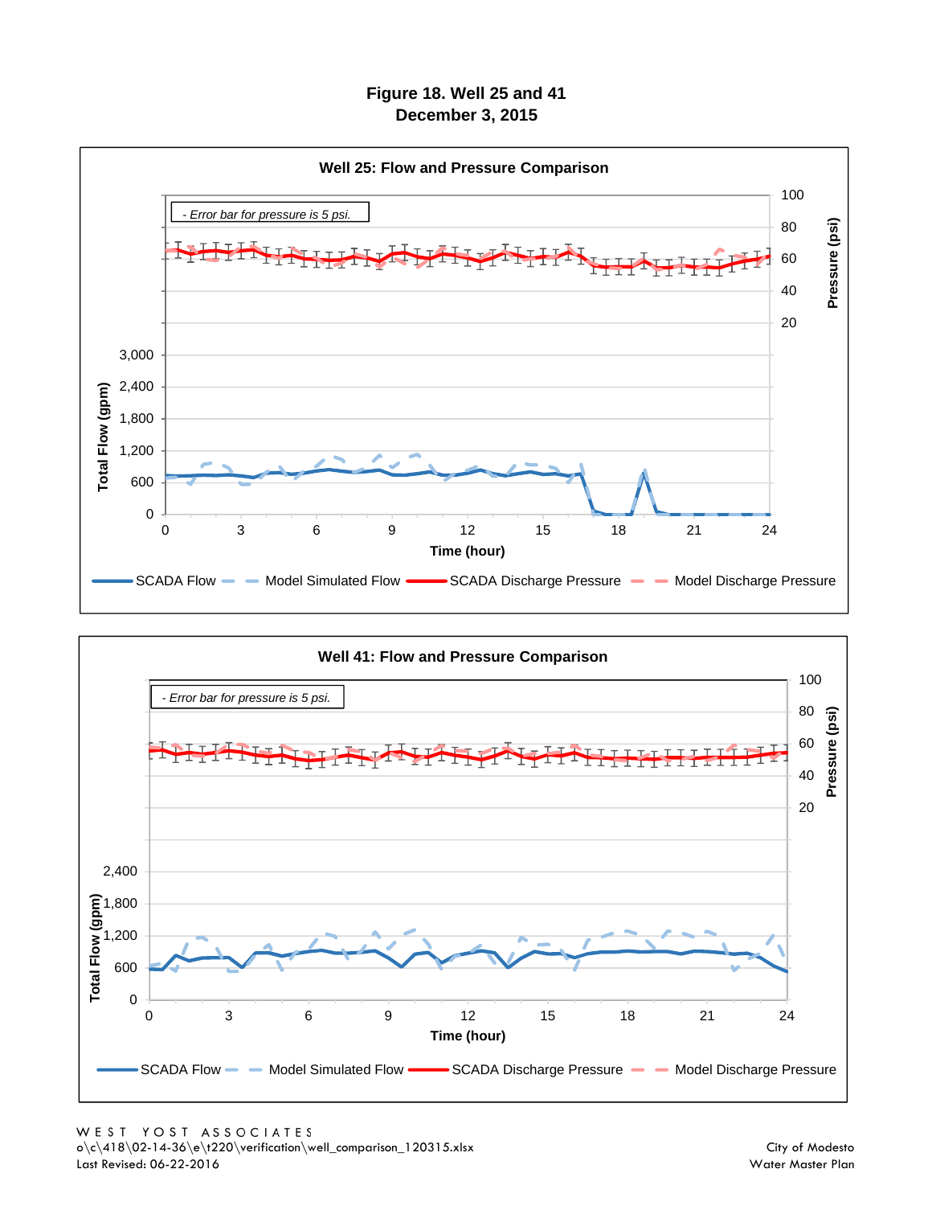# Figure 18. Well 25 and 41
## December 3, 2015

**Well 25: Flow and Pressure Comparison**

*- Error bar for pressure is 5 psi.*

Pressure (psi): 20, 40, 60, 80, 100

Total Flow (gpm): 0, 600, 1,200, 1,800, 2,400, 3,000

Time (hour): 0, 3, 6, 9, 12, 15, 18, 21, 24

SCADA Flow — Model Simulated Flow — SCADA Discharge Pressure — Model Discharge Pressure

**Well 41: Flow and Pressure Comparison**

*- Error bar for pressure is 5 psi.*

Pressure (psi): 20, 40, 60, 80, 100

Total Flow (gpm): 0, 600, 1,200, 1,800, 2,400

Time (hour): 0, 3, 6, 9, 12, 15, 18, 21, 24

SCADA Flow — Model Simulated Flow — SCADA Discharge Pressure — Model Discharge Pressure

WEST YOST ASSOCIATES
o\c\418\02-14-36\e\t220\verification\well_comparison_120315.xlsx
Last Revised: 06-22-2016

City of Modesto
Water Master Plan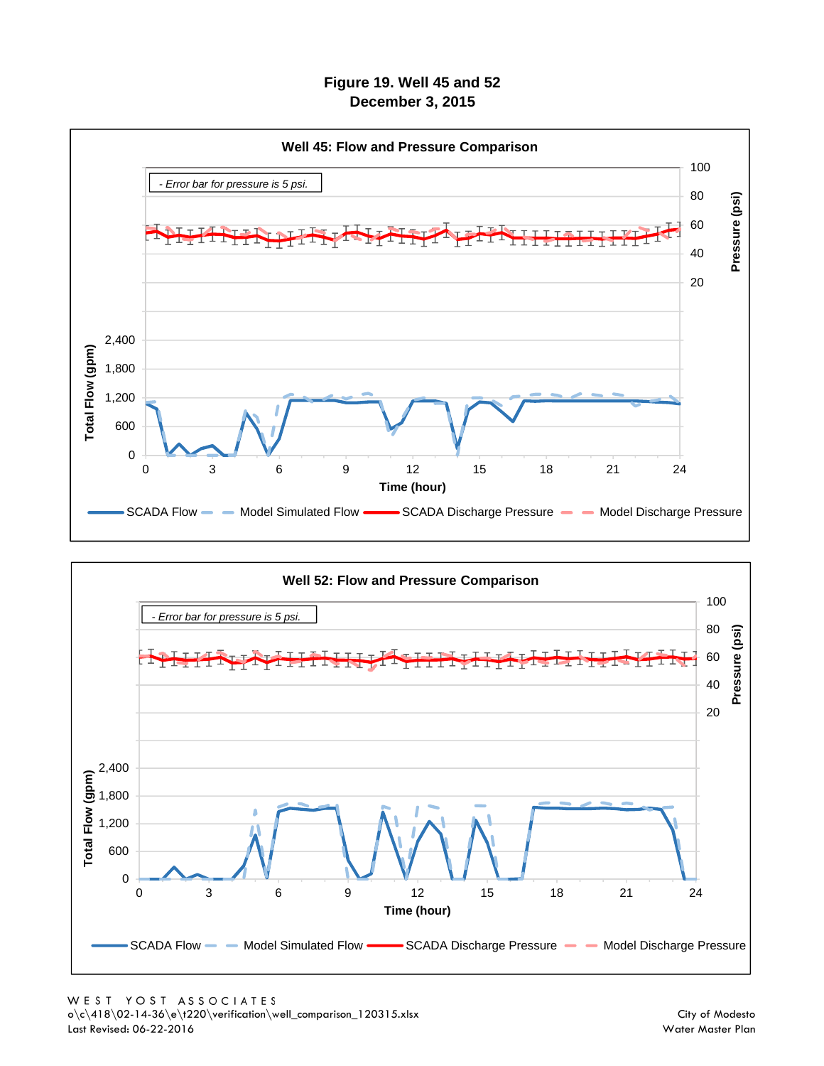# Figure 19. Well 45 and 52
## December 3, 2015

**Well 45: Flow and Pressure Comparison**

*- Error bar for pressure is 5 psi.*

Total Flow (gpm): 0, 600, 1,200, 1,800, 2,400

Pressure (psi): 20, 40, 60, 80, 100

Time (hour): 0, 3, 6, 9, 12, 15, 18, 21, 24

SCADA Flow — Model Simulated Flow — SCADA Discharge Pressure — Model Discharge Pressure

**Well 52: Flow and Pressure Comparison**

*- Error bar for pressure is 5 psi.*

Total Flow (gpm): 0, 600, 1,200, 1,800, 2,400

Pressure (psi): 20, 40, 60, 80, 100

Time (hour): 0, 3, 6, 9, 12, 15, 18, 21, 24

SCADA Flow — Model Simulated Flow — SCADA Discharge Pressure — Model Discharge Pressure

WEST YOST ASSOCIATES
o\c\418\02-14-36\e\t220\verification\well_comparison_120315.xlsx
Last Revised: 06-22-2016

City of Modesto
Water Master Plan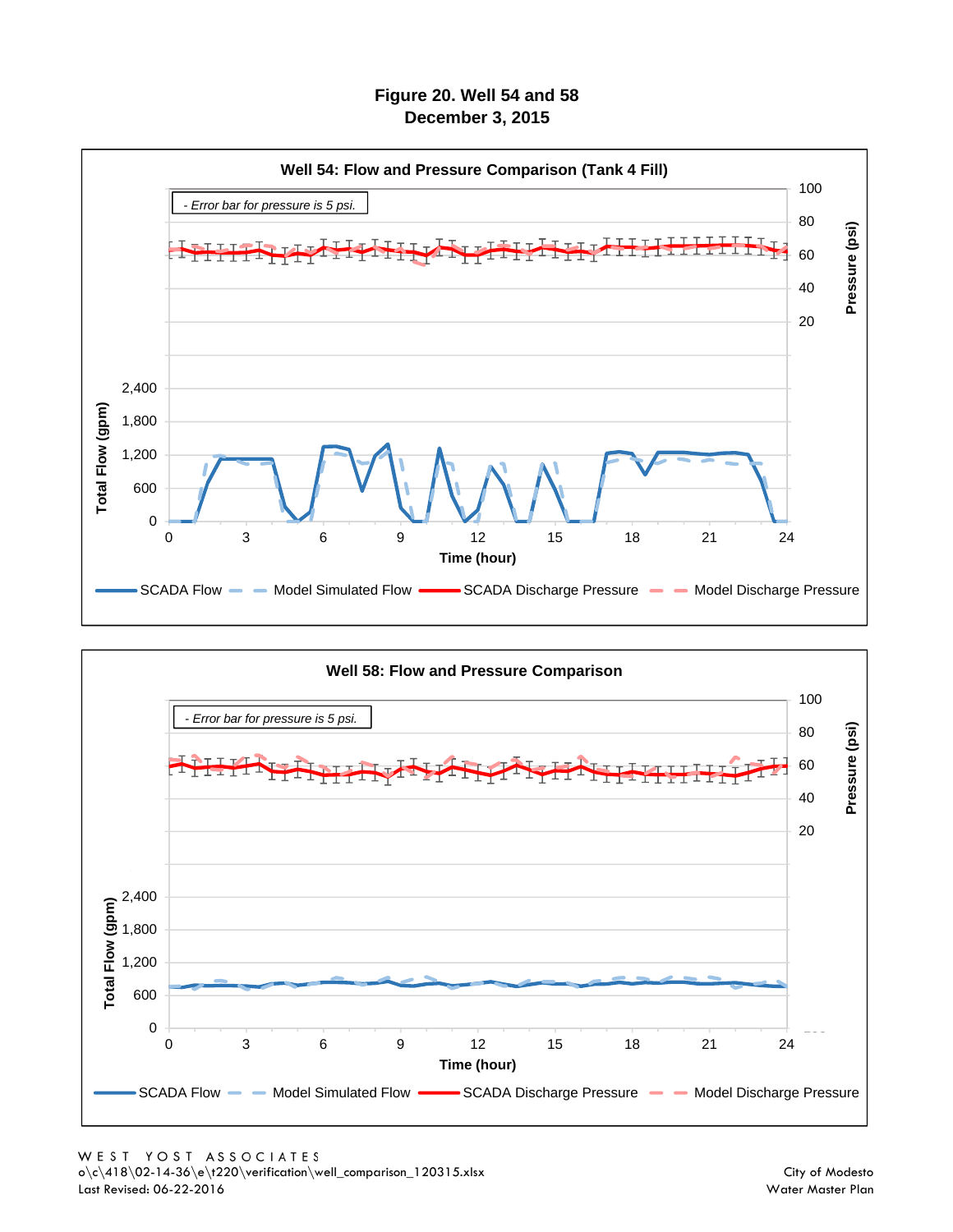# Figure 20. Well 54 and 58
## December 3, 2015

**Well 54: Flow and Pressure Comparison (Tank 4 Fill)**

- *Error bar for pressure is 5 psi.*

Total Flow (gpm): 0, 600, 1,200, 1,800, 2,400

Pressure (psi): 20, 40, 60, 80, 100

Time (hour): 0, 3, 6, 9, 12, 15, 18, 21, 24

SCADA Flow | Model Simulated Flow | SCADA Discharge Pressure | Model Discharge Pressure

**Well 58: Flow and Pressure Comparison**

- *Error bar for pressure is 5 psi.*

Total Flow (gpm): 0, 600, 1,200, 1,800, 2,400

Pressure (psi): 20, 40, 60, 80, 100

Time (hour): 0, 3, 6, 9, 12, 15, 18, 21, 24

SCADA Flow | Model Simulated Flow | SCADA Discharge Pressure | Model Discharge Pressure

WEST YOST ASSOCIATES
o\c\418\02-14-36\e\t220\verification\well_comparison_120315.xlsx
Last Revised: 06-22-2016

City of Modesto
Water Master Plan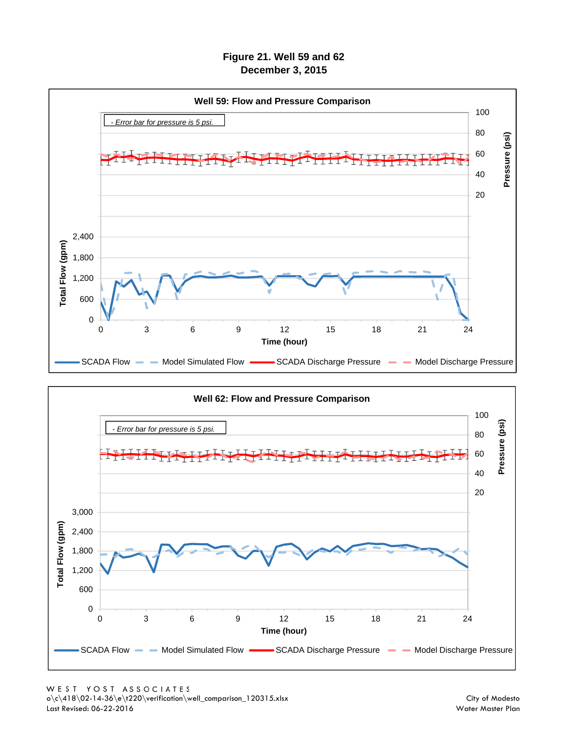# Figure 21. Well 59 and 62
## December 3, 2015

### Well 59: Flow and Pressure Comparison

- Error bar for pressure is 5 psi.

Total Flow (gpm): 0, 600, 1,200, 1,800, 2,400

Pressure (psi): 20, 40, 60, 80, 100

Time (hour): 0, 3, 6, 9, 12, 15, 18, 21, 24

SCADA Flow — Model Simulated Flow — SCADA Discharge Pressure — Model Discharge Pressure

### Well 62: Flow and Pressure Comparison

- Error bar for pressure is 5 psi.

Total Flow (gpm): 0, 600, 1,200, 1,800, 2,400, 3,000

Pressure (psi): 20, 40, 60, 80, 100

Time (hour): 0, 3, 6, 9, 12, 15, 18, 21, 24

SCADA Flow — Model Simulated Flow — SCADA Discharge Pressure — Model Discharge Pressure

WEST YOST ASSOCIATES
o\c\418\02-14-36\e\t220\verification\well_comparison_120315.xlsx
Last Revised: 06-22-2016

City of Modesto
Water Master Plan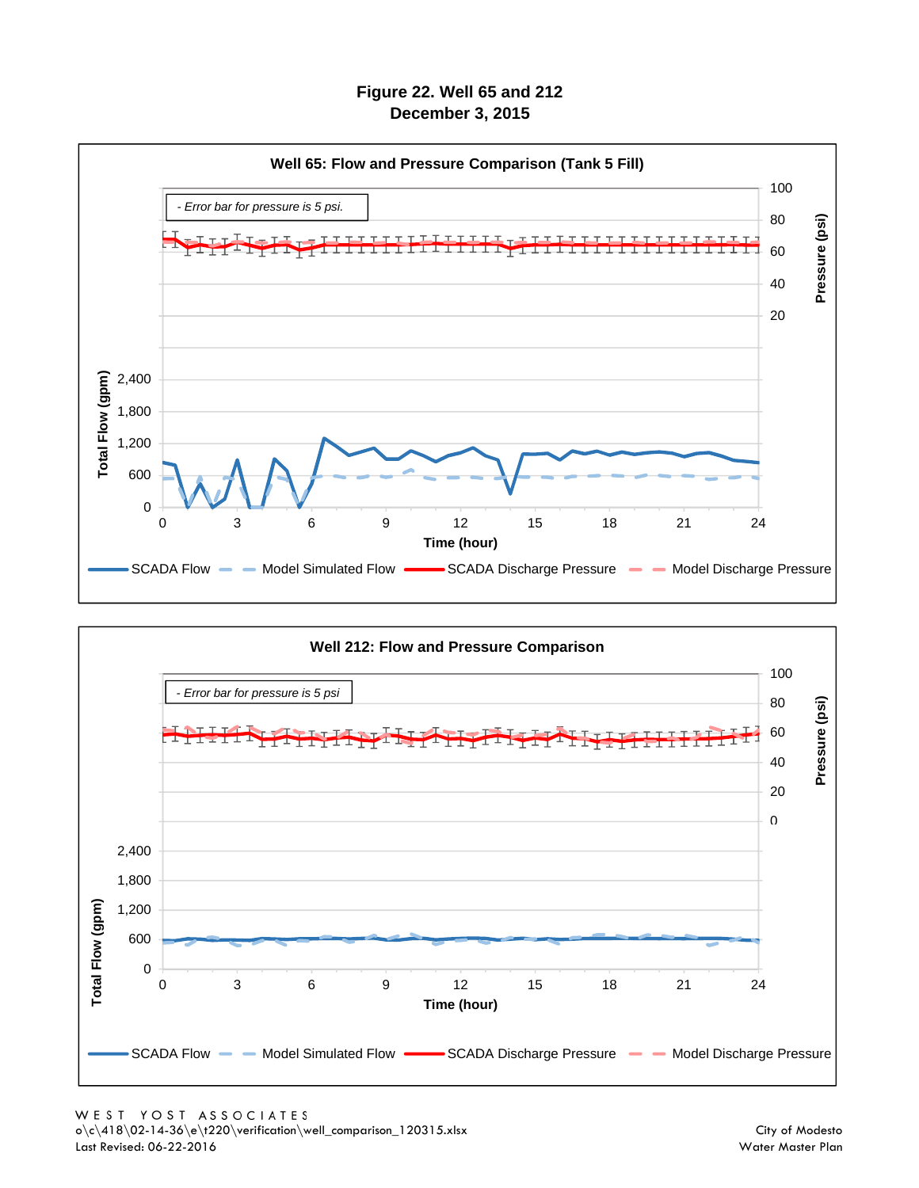# Figure 22. Well 65 and 212
## December 3, 2015

**Well 65: Flow and Pressure Comparison (Tank 5 Fill)**

*- Error bar for pressure is 5 psi.*

Total Flow (gpm): 0, 600, 1,200, 1,800, 2,400

Pressure (psi): 20, 40, 60, 80, 100

Time (hour): 0, 3, 6, 9, 12, 15, 18, 21, 24

SCADA Flow — Model Simulated Flow — SCADA Discharge Pressure — Model Discharge Pressure

**Well 212: Flow and Pressure Comparison**

*- Error bar for pressure is 5 psi*

Total Flow (gpm): 0, 600, 1,200, 1,800, 2,400

Pressure (psi): 0, 20, 40, 60, 80, 100

Time (hour): 0, 3, 6, 9, 12, 15, 18, 21, 24

SCADA Flow — Model Simulated Flow — SCADA Discharge Pressure — Model Discharge Pressure

WEST YOST ASSOCIATES
o\c\418\02-14-36\e\t220\verification\well_comparison_120315.xlsx
Last Revised: 06-22-2016

City of Modesto
Water Master Plan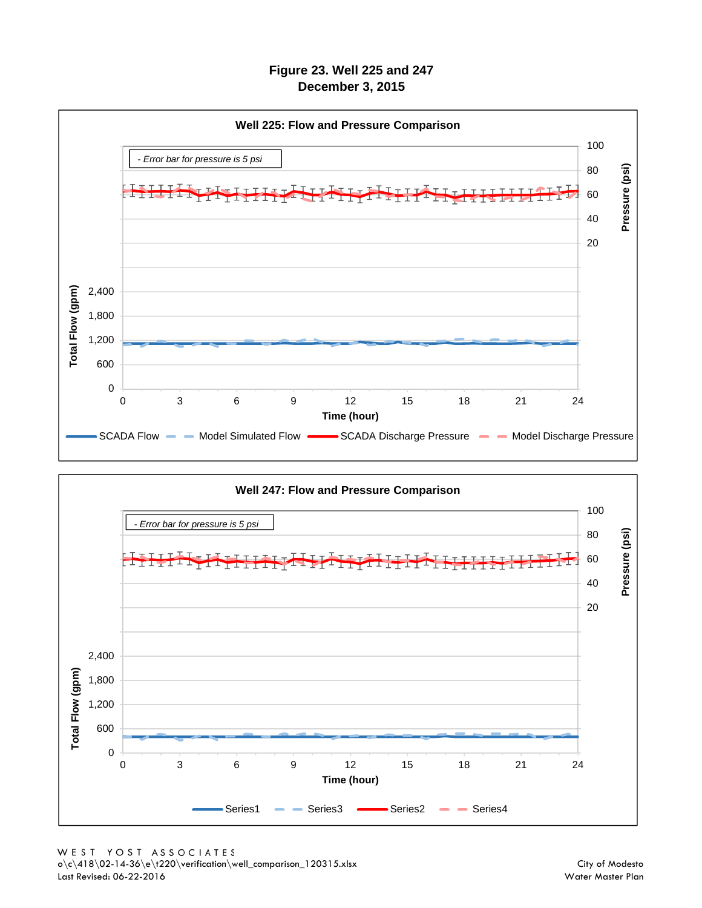# Figure 23. Well 225 and 247
## December 3, 2015

**Well 225: Flow and Pressure Comparison**

*- Error bar for pressure is 5 psi*

Pressure (psi): 100, 80, 60, 40, 20

Total Flow (gpm): 2,400, 1,800, 1,200, 600, 0

Time (hour): 0, 3, 6, 9, 12, 15, 18, 21, 24

SCADA Flow, Model Simulated Flow, SCADA Discharge Pressure, Model Discharge Pressure

**Well 247: Flow and Pressure Comparison**

*- Error bar for pressure is 5 psi*

Pressure (psi): 100, 80, 60, 40, 20

Total Flow (gpm): 2,400, 1,800, 1,200, 600, 0

Time (hour): 0, 3, 6, 9, 12, 15, 18, 21, 24

Series1, Series3, Series2, Series4

WEST YOST ASSOCIATES
o\c\418\02-14-36\e\t220\verification\well_comparison_120315.xlsx
Last Revised: 06-22-2016

City of Modesto
Water Master Plan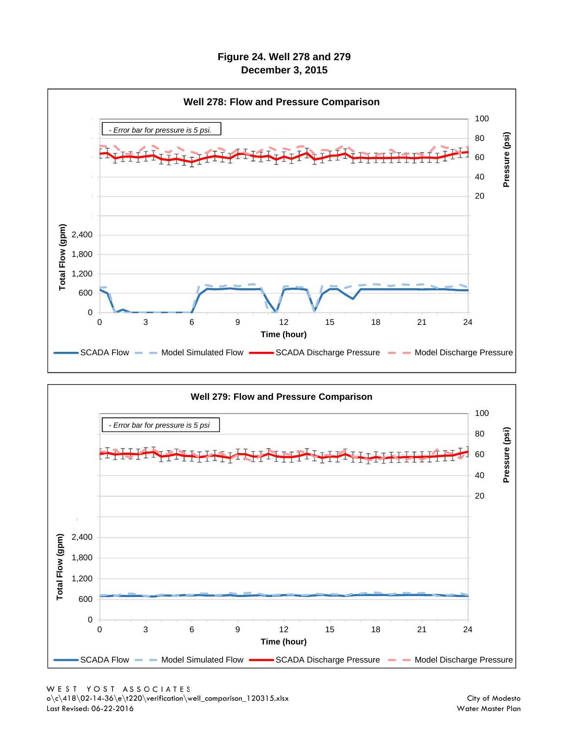# Figure 24. Well 278 and 279
## December 3, 2015

**Well 278: Flow and Pressure Comparison**

- Error bar for pressure is 5 psi.

Total Flow (gpm): 0, 600, 1,200, 1,800, 2,400

Pressure (psi): 20, 40, 60, 80, 100

Time (hour): 0, 3, 6, 9, 12, 15, 18, 21, 24

SCADA Flow | Model Simulated Flow | SCADA Discharge Pressure | Model Discharge Pressure

**Well 279: Flow and Pressure Comparison**

- Error bar for pressure is 5 psi

Total Flow (gpm): 0, 600, 1,200, 1,800, 2,400

Pressure (psi): 20, 40, 60, 80, 100

Time (hour): 0, 3, 6, 9, 12, 15, 18, 21, 24

SCADA Flow | Model Simulated Flow | SCADA Discharge Pressure | Model Discharge Pressure

WEST YOST ASSOCIATES
o\c\418\02-14-36\e\t220\verification\well_comparison_120315.xlsx
Last Revised: 06-22-2016

City of Modesto
Water Master Plan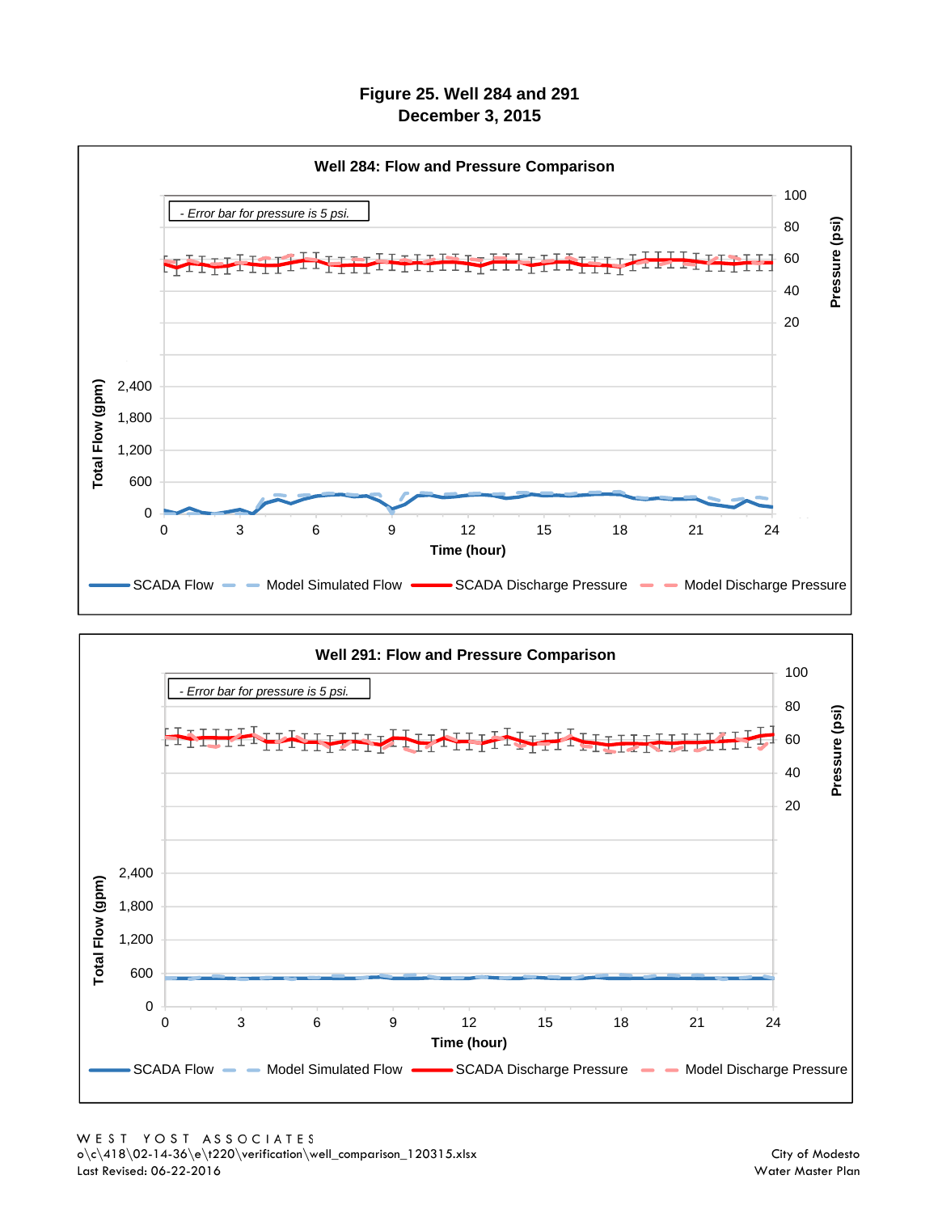# Figure 25. Well 284 and 291
## December 3, 2015

**Well 284: Flow and Pressure Comparison**

- Error bar for pressure is 5 psi.

Total Flow (gpm): 0, 600, 1,200, 1,800, 2,400

Pressure (psi): 20, 40, 60, 80, 100

Time (hour): 0, 3, 6, 9, 12, 15, 18, 21, 24

SCADA Flow | Model Simulated Flow | SCADA Discharge Pressure | Model Discharge Pressure

**Well 291: Flow and Pressure Comparison**

- Error bar for pressure is 5 psi.

Total Flow (gpm): 0, 600, 1,200, 1,800, 2,400

Pressure (psi): 20, 40, 60, 80, 100

Time (hour): 0, 3, 6, 9, 12, 15, 18, 21, 24

SCADA Flow | Model Simulated Flow | SCADA Discharge Pressure | Model Discharge Pressure

WEST YOST ASSOCIATES
o\c\418\02-14-36\e\t220\verification\well_comparison_120315.xlsx
Last Revised: 06-22-2016

City of Modesto
Water Master Plan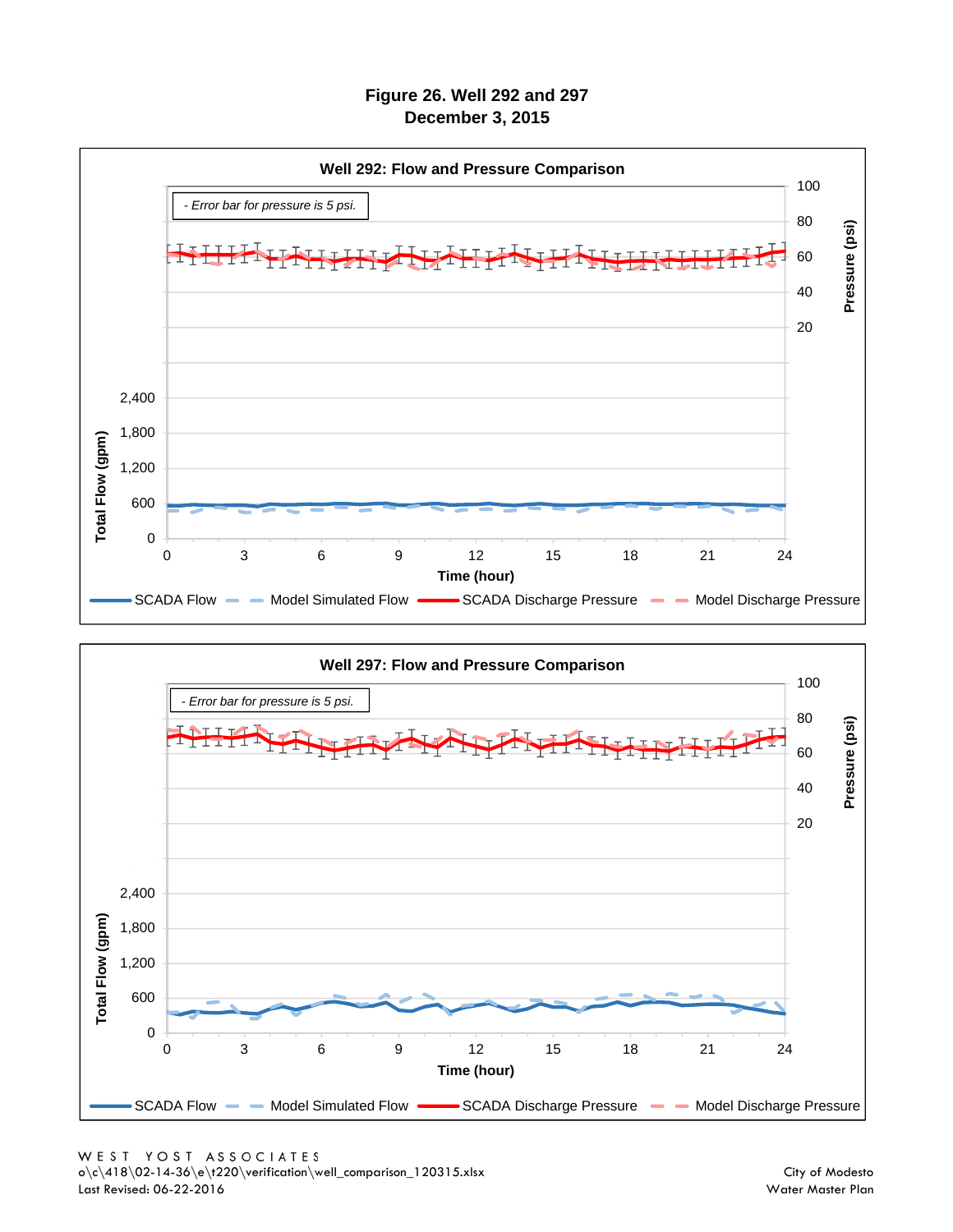# Figure 26. Well 292 and 297
## December 3, 2015

### Well 292: Flow and Pressure Comparison

*- Error bar for pressure is 5 psi.*

Pressure (psi): 20, 40, 60, 80, 100

Total Flow (gpm): 0, 600, 1,200, 1,800, 2,400

Time (hour): 0, 3, 6, 9, 12, 15, 18, 21, 24

SCADA Flow — Model Simulated Flow — SCADA Discharge Pressure — Model Discharge Pressure

### Well 297: Flow and Pressure Comparison

*- Error bar for pressure is 5 psi.*

Pressure (psi): 20, 40, 60, 80, 100

Total Flow (gpm): 0, 600, 1,200, 1,800, 2,400

Time (hour): 0, 3, 6, 9, 12, 15, 18, 21, 24

SCADA Flow — Model Simulated Flow — SCADA Discharge Pressure — Model Discharge Pressure

WEST YOST ASSOCIATES
o\c\418\02-14-36\e\t220\verification\well_comparison_120315.xlsx
Last Revised: 06-22-2016

City of Modesto
Water Master Plan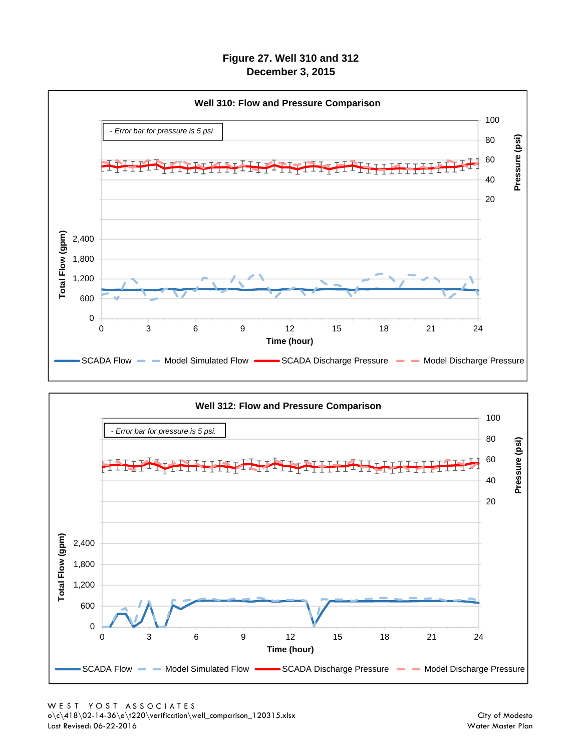# Figure 27. Well 310 and 312
## December 3, 2015

**Well 310: Flow and Pressure Comparison**

- Error bar for pressure is 5 psi

100
80
60
40
20

Pressure (psi)

Total Flow (gpm)

2,400
1,800
1,200
600
0

0 3 6 9 12 15 18 21 24

Time (hour)

SCADA Flow
Model Simulated Flow
SCADA Discharge Pressure
Model Discharge Pressure

**Well 312: Flow and Pressure Comparison**

- Error bar for pressure is 5 psi.

100
80
60
40
20

Pressure (psi)

Total Flow (gpm)

2,400
1,800
1,200
600
0

0 3 6 9 12 15 18 21 24

Time (hour)

SCADA Flow
Model Simulated Flow
SCADA Discharge Pressure
Model Discharge Pressure

WEST YOST ASSOCIATES
o\c\418\02-14-36\e\t220\verification\well_comparison_120315.xlsx
Last Revised: 06-22-2016

City of Modesto
Water Master Plan